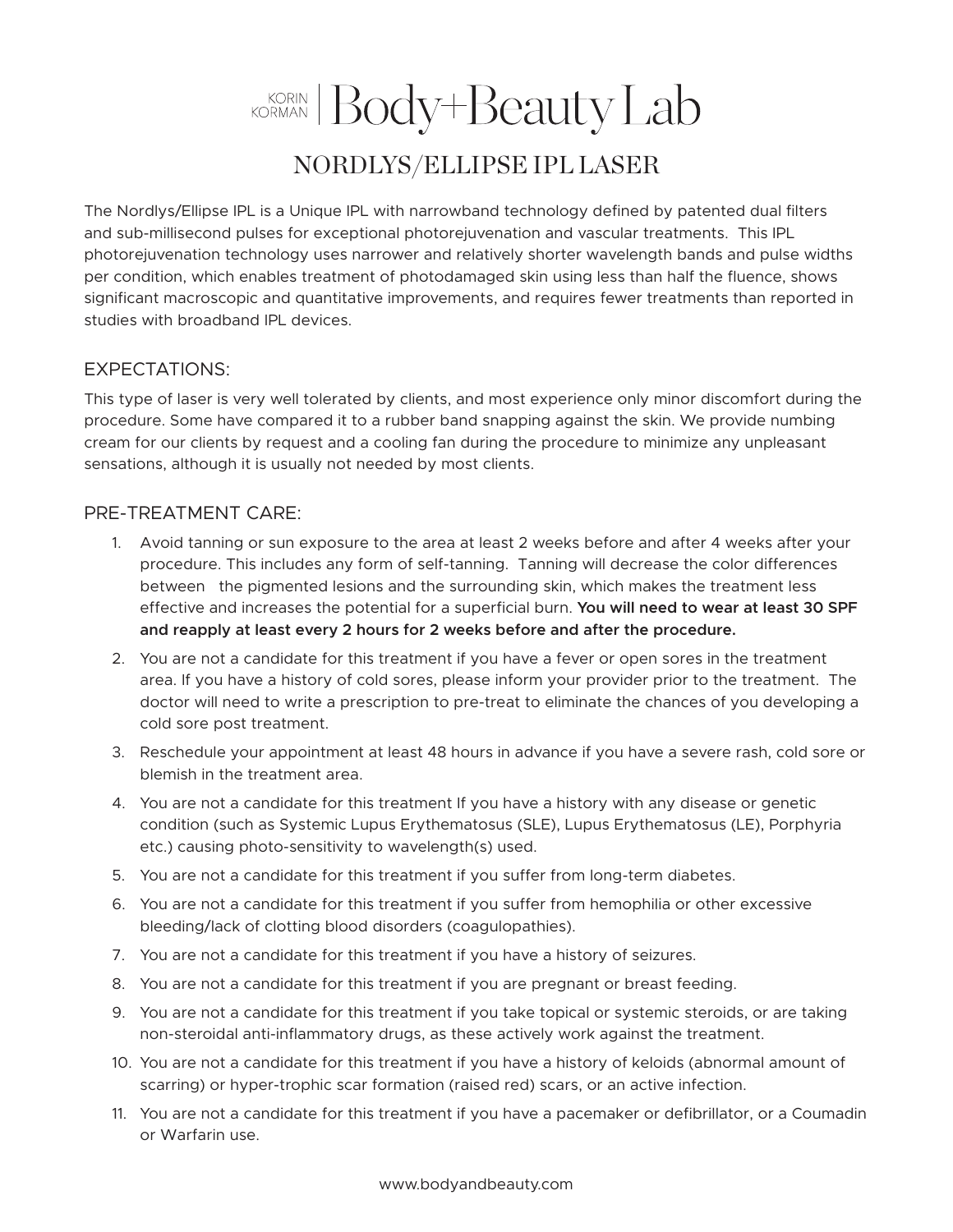# KORIN KORMAN | Body+Beauty Lab

## NORDLYS/ELLIPSE IPL LASER

The Nordlys/Ellipse IPL is a Unique IPL with narrowband technology defined by patented dual filters and sub-millisecond pulses for exceptional photorejuvenation and vascular treatments. This IPL photorejuvenation technology uses narrower and relatively shorter wavelength bands and pulse widths per condition, which enables treatment of photodamaged skin using less than half the fluence, shows significant macroscopic and quantitative improvements, and requires fewer treatments than reported in studies with broadband IPL devices.

### EXPECTATIONS:

This type of laser is very well tolerated by clients, and most experience only minor discomfort during the procedure. Some have compared it to a rubber band snapping against the skin. We provide numbing cream for our clients by request and a cooling fan during the procedure to minimize any unpleasant sensations, although it is usually not needed by most clients.

### PRE-TREATMENT CARE:

1. Avoid tanning or sun exposure to the area at least 2 weeks before and after 4 weeks after your procedure. This includes any form of self-tanning. Tanning will decrease the color differences between the pigmented lesions and the surrounding skin, which makes the treatment less effective and increases the potential for a superficial burn. **You will need to wear at least 30 SPF and reapply at least every 2 hours for 2 weeks before and after the procedure.**
2. You are not a candidate for this treatment if you have a fever or open sores in the treatment area. If you have a history of cold sores, please inform your provider prior to the treatment. The doctor will need to write a prescription to pre-treat to eliminate the chances of you developing a cold sore post treatment.
3. Reschedule your appointment at least 48 hours in advance if you have a severe rash, cold sore or blemish in the treatment area.
4. You are not a candidate for this treatment If you have a history with any disease or genetic condition (such as Systemic Lupus Erythematosus (SLE), Lupus Erythematosus (LE), Porphyria etc.) causing photo-sensitivity to wavelength(s) used.
5. You are not a candidate for this treatment if you suffer from long-term diabetes.
6. You are not a candidate for this treatment if you suffer from hemophilia or other excessive bleeding/lack of clotting blood disorders (coagulopathies).
7. You are not a candidate for this treatment if you have a history of seizures.
8. You are not a candidate for this treatment if you are pregnant or breast feeding.
9. You are not a candidate for this treatment if you take topical or systemic steroids, or are taking non-steroidal anti-inflammatory drugs, as these actively work against the treatment.
10. You are not a candidate for this treatment if you have a history of keloids (abnormal amount of scarring) or hyper-trophic scar formation (raised red) scars, or an active infection.
11. You are not a candidate for this treatment if you have a pacemaker or defibrillator, or a Coumadin or Warfarin use.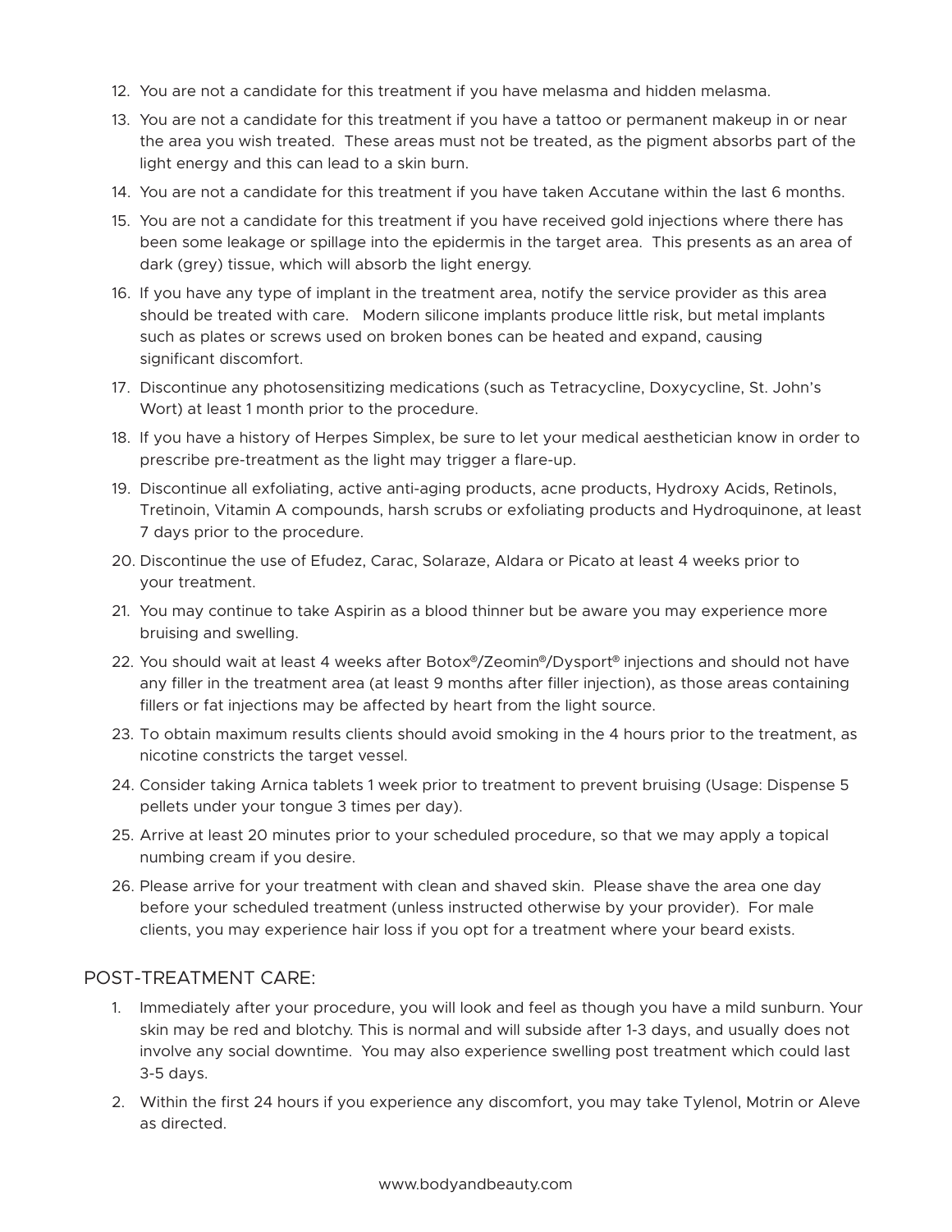12. You are not a candidate for this treatment if you have melasma and hidden melasma.
13. You are not a candidate for this treatment if you have a tattoo or permanent makeup in or near the area you wish treated. These areas must not be treated, as the pigment absorbs part of the light energy and this can lead to a skin burn.
14. You are not a candidate for this treatment if you have taken Accutane within the last 6 months.
15. You are not a candidate for this treatment if you have received gold injections where there has been some leakage or spillage into the epidermis in the target area. This presents as an area of dark (grey) tissue, which will absorb the light energy.
16. If you have any type of implant in the treatment area, notify the service provider as this area should be treated with care. Modern silicone implants produce little risk, but metal implants such as plates or screws used on broken bones can be heated and expand, causing significant discomfort.
17. Discontinue any photosensitizing medications (such as Tetracycline, Doxycycline, St. John's Wort) at least 1 month prior to the procedure.
18. If you have a history of Herpes Simplex, be sure to let your medical aesthetician know in order to prescribe pre-treatment as the light may trigger a flare-up.
19. Discontinue all exfoliating, active anti-aging products, acne products, Hydroxy Acids, Retinols, Tretinoin, Vitamin A compounds, harsh scrubs or exfoliating products and Hydroquinone, at least 7 days prior to the procedure.
20. Discontinue the use of Efudez, Carac, Solaraze, Aldara or Picato at least 4 weeks prior to your treatment.
21. You may continue to take Aspirin as a blood thinner but be aware you may experience more bruising and swelling.
22. You should wait at least 4 weeks after Botox®/Zeomin®/Dysport® injections and should not have any filler in the treatment area (at least 9 months after filler injection), as those areas containing fillers or fat injections may be affected by heart from the light source.
23. To obtain maximum results clients should avoid smoking in the 4 hours prior to the treatment, as nicotine constricts the target vessel.
24. Consider taking Arnica tablets 1 week prior to treatment to prevent bruising (Usage: Dispense 5 pellets under your tongue 3 times per day).
25. Arrive at least 20 minutes prior to your scheduled procedure, so that we may apply a topical numbing cream if you desire.
26. Please arrive for your treatment with clean and shaved skin. Please shave the area one day before your scheduled treatment (unless instructed otherwise by your provider). For male clients, you may experience hair loss if you opt for a treatment where your beard exists.

## POST-TREATMENT CARE:

1. Immediately after your procedure, you will look and feel as though you have a mild sunburn. Your skin may be red and blotchy. This is normal and will subside after 1-3 days, and usually does not involve any social downtime. You may also experience swelling post treatment which could last 3-5 days.
2. Within the first 24 hours if you experience any discomfort, you may take Tylenol, Motrin or Aleve as directed.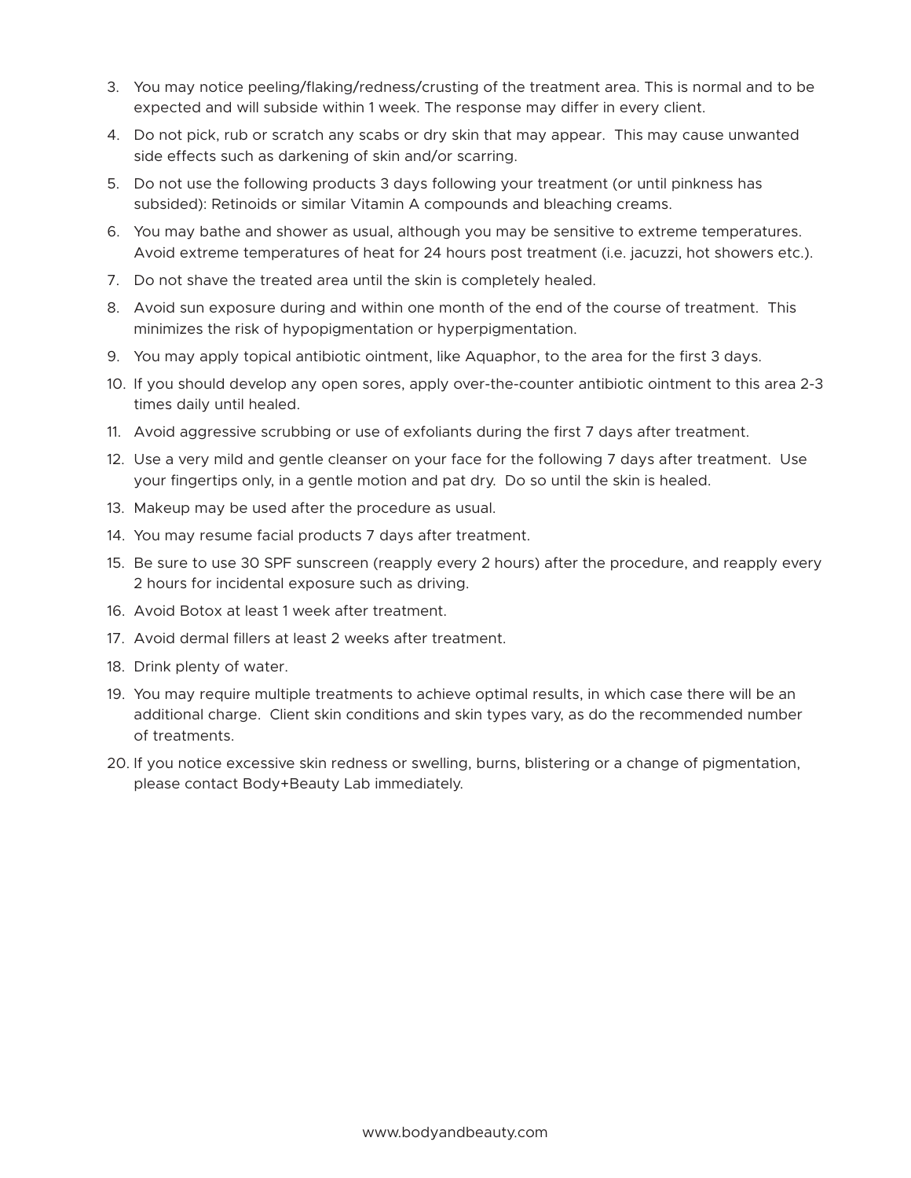3. You may notice peeling/flaking/redness/crusting of the treatment area. This is normal and to be expected and will subside within 1 week. The response may differ in every client.
4. Do not pick, rub or scratch any scabs or dry skin that may appear. This may cause unwanted side effects such as darkening of skin and/or scarring.
5. Do not use the following products 3 days following your treatment (or until pinkness has subsided): Retinoids or similar Vitamin A compounds and bleaching creams.
6. You may bathe and shower as usual, although you may be sensitive to extreme temperatures. Avoid extreme temperatures of heat for 24 hours post treatment (i.e. jacuzzi, hot showers etc.).
7. Do not shave the treated area until the skin is completely healed.
8. Avoid sun exposure during and within one month of the end of the course of treatment. This minimizes the risk of hypopigmentation or hyperpigmentation.
9. You may apply topical antibiotic ointment, like Aquaphor, to the area for the first 3 days.
10. If you should develop any open sores, apply over-the-counter antibiotic ointment to this area 2-3 times daily until healed.
11. Avoid aggressive scrubbing or use of exfoliants during the first 7 days after treatment.
12. Use a very mild and gentle cleanser on your face for the following 7 days after treatment. Use your fingertips only, in a gentle motion and pat dry. Do so until the skin is healed.
13. Makeup may be used after the procedure as usual.
14. You may resume facial products 7 days after treatment.
15. Be sure to use 30 SPF sunscreen (reapply every 2 hours) after the procedure, and reapply every 2 hours for incidental exposure such as driving.
16. Avoid Botox at least 1 week after treatment.
17. Avoid dermal fillers at least 2 weeks after treatment.
18. Drink plenty of water.
19. You may require multiple treatments to achieve optimal results, in which case there will be an additional charge. Client skin conditions and skin types vary, as do the recommended number of treatments.
20. If you notice excessive skin redness or swelling, burns, blistering or a change of pigmentation, please contact Body+Beauty Lab immediately.

www.bodyandbeauty.com